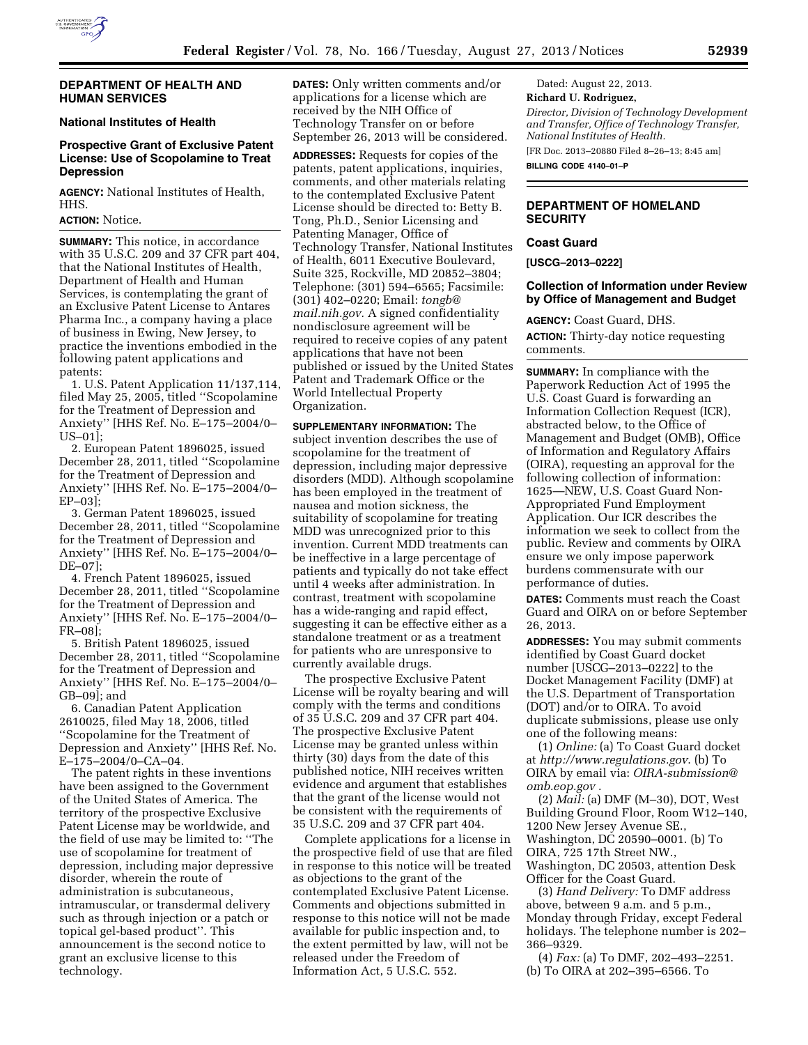## DEPARTMENT OF HEALTH AND HUMAN SERVICES

### National Institutes of Health

### Prospective Grant of Exclusive Patent License: Use of Scopolamine to Treat Depression

**AGENCY:** National Institutes of Health, HHS.

**ACTION:** Notice.

**SUMMARY:** This notice, in accordance with 35 U.S.C. 209 and 37 CFR part 404, that the National Institutes of Health, Department of Health and Human Services, is contemplating the grant of an Exclusive Patent License to Antares Pharma Inc., a company having a place of business in Ewing, New Jersey, to practice the inventions embodied in the following patent applications and patents:

1. U.S. Patent Application 11/137,114, filed May 25, 2005, titled ''Scopolamine for the Treatment of Depression and Anxiety'' [HHS Ref. No. E–175–2004/0–US–01];

2. European Patent 1896025, issued December 28, 2011, titled ''Scopolamine for the Treatment of Depression and Anxiety'' [HHS Ref. No. E–175–2004/0–EP–03];

3. German Patent 1896025, issued December 28, 2011, titled ''Scopolamine for the Treatment of Depression and Anxiety'' [HHS Ref. No. E–175–2004/0–DE–07];

4. French Patent 1896025, issued December 28, 2011, titled ''Scopolamine for the Treatment of Depression and Anxiety'' [HHS Ref. No. E–175–2004/0–FR–08];

5. British Patent 1896025, issued December 28, 2011, titled ''Scopolamine for the Treatment of Depression and Anxiety'' [HHS Ref. No. E–175–2004/0–GB–09]; and

6. Canadian Patent Application 2610025, filed May 18, 2006, titled ''Scopolamine for the Treatment of Depression and Anxiety'' [HHS Ref. No. E–175–2004/0–CA–04.

The patent rights in these inventions have been assigned to the Government of the United States of America. The territory of the prospective Exclusive Patent License may be worldwide, and the field of use may be limited to: ''The use of scopolamine for treatment of depression, including major depressive disorder, wherein the route of administration is subcutaneous, intramuscular, or transdermal delivery such as through injection or a patch or topical gel-based product''. This announcement is the second notice to grant an exclusive license to this technology.

**DATES:** Only written comments and/or applications for a license which are received by the NIH Office of Technology Transfer on or before September 26, 2013 will be considered.

**ADDRESSES:** Requests for copies of the patents, patent applications, inquiries, comments, and other materials relating to the contemplated Exclusive Patent License should be directed to: Betty B. Tong, Ph.D., Senior Licensing and Patenting Manager, Office of Technology Transfer, National Institutes of Health, 6011 Executive Boulevard, Suite 325, Rockville, MD 20852–3804; Telephone: (301) 594–6565; Facsimile: (301) 402–0220; Email: *tongb@mail.nih.gov.* A signed confidentiality nondisclosure agreement will be required to receive copies of any patent applications that have not been published or issued by the United States Patent and Trademark Office or the World Intellectual Property Organization.

**SUPPLEMENTARY INFORMATION:** The subject invention describes the use of scopolamine for the treatment of depression, including major depressive disorders (MDD). Although scopolamine has been employed in the treatment of nausea and motion sickness, the suitability of scopolamine for treating MDD was unrecognized prior to this invention. Current MDD treatments can be ineffective in a large percentage of patients and typically do not take effect until 4 weeks after administration. In contrast, treatment with scopolamine has a wide-ranging and rapid effect, suggesting it can be effective either as a standalone treatment or as a treatment for patients who are unresponsive to currently available drugs.

The prospective Exclusive Patent License will be royalty bearing and will comply with the terms and conditions of 35 U.S.C. 209 and 37 CFR part 404. The prospective Exclusive Patent License may be granted unless within thirty (30) days from the date of this published notice, NIH receives written evidence and argument that establishes that the grant of the license would not be consistent with the requirements of 35 U.S.C. 209 and 37 CFR part 404.

Complete applications for a license in the prospective field of use that are filed in response to this notice will be treated as objections to the grant of the contemplated Exclusive Patent License. Comments and objections submitted in response to this notice will not be made available for public inspection and, to the extent permitted by law, will not be released under the Freedom of Information Act, 5 U.S.C. 552.

Dated: August 22, 2013.

**Richard U. Rodriguez,**

*Director, Division of Technology Development and Transfer, Office of Technology Transfer, National Institutes of Health.*

[FR Doc. 2013–20880 Filed 8–26–13; 8:45 am]

**BILLING CODE 4140–01–P**

## DEPARTMENT OF HOMELAND SECURITY

### Coast Guard

**[USCG–2013–0222]**

### Collection of Information under Review by Office of Management and Budget

**AGENCY:** Coast Guard, DHS.

**ACTION:** Thirty-day notice requesting comments.

**SUMMARY:** In compliance with the Paperwork Reduction Act of 1995 the U.S. Coast Guard is forwarding an Information Collection Request (ICR), abstracted below, to the Office of Management and Budget (OMB), Office of Information and Regulatory Affairs (OIRA), requesting an approval for the following collection of information: 1625—NEW, U.S. Coast Guard Non-Appropriated Fund Employment Application. Our ICR describes the information we seek to collect from the public. Review and comments by OIRA ensure we only impose paperwork burdens commensurate with our performance of duties.

**DATES:** Comments must reach the Coast Guard and OIRA on or before September 26, 2013.

**ADDRESSES:** You may submit comments identified by Coast Guard docket number [USCG–2013–0222] to the Docket Management Facility (DMF) at the U.S. Department of Transportation (DOT) and/or to OIRA. To avoid duplicate submissions, please use only one of the following means:

(1) *Online:* (a) To Coast Guard docket at *http://www.regulations.gov.* (b) To OIRA by email via: *OIRA-submission@omb.eop.gov* .

(2) *Mail:* (a) DMF (M–30), DOT, West Building Ground Floor, Room W12–140, 1200 New Jersey Avenue SE., Washington, DC 20590–0001. (b) To OIRA, 725 17th Street NW., Washington, DC 20503, attention Desk Officer for the Coast Guard.

(3) *Hand Delivery:* To DMF address above, between 9 a.m. and 5 p.m., Monday through Friday, except Federal holidays. The telephone number is 202–366–9329.

(4) *Fax:* (a) To DMF, 202–493–2251. (b) To OIRA at 202–395–6566. To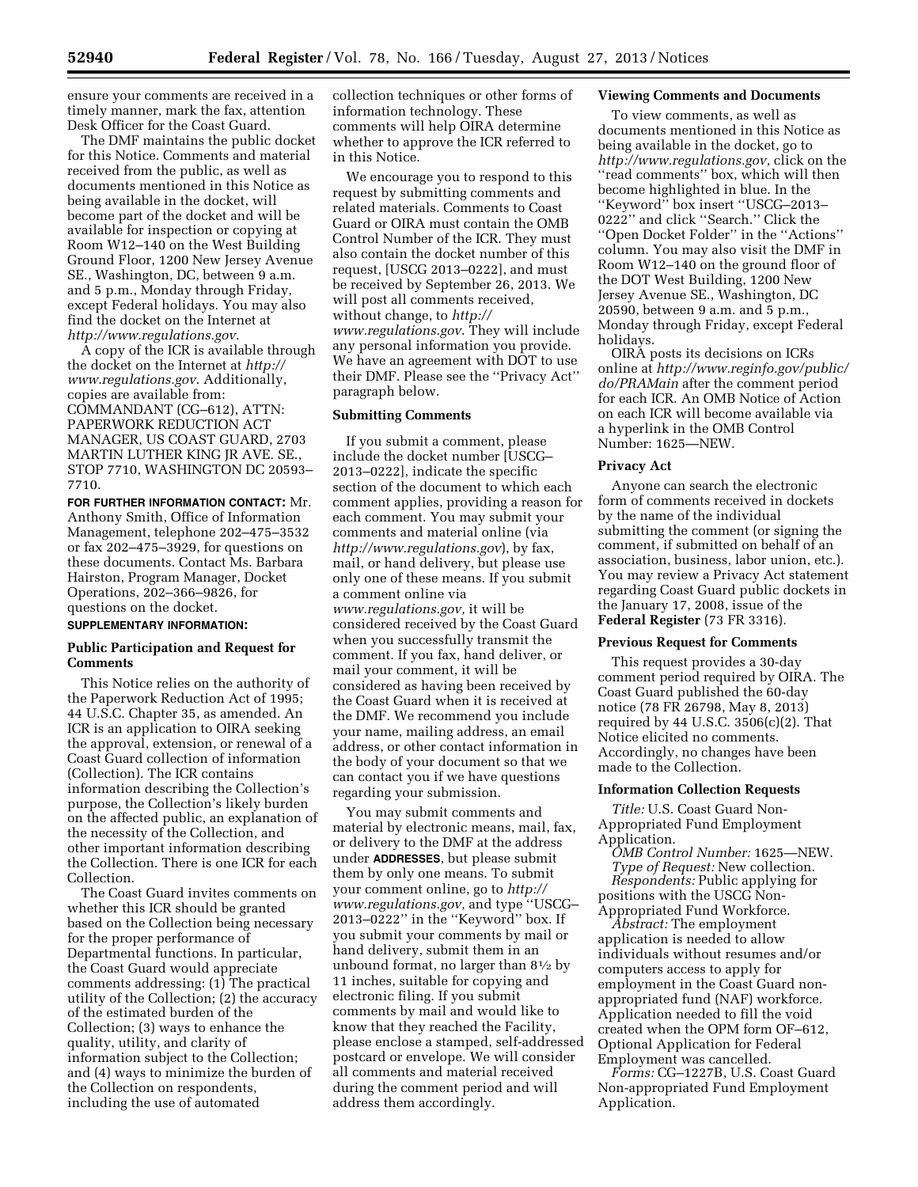ensure your comments are received in a timely manner, mark the fax, attention Desk Officer for the Coast Guard.

The DMF maintains the public docket for this Notice. Comments and material received from the public, as well as documents mentioned in this Notice as being available in the docket, will become part of the docket and will be available for inspection or copying at Room W12–140 on the West Building Ground Floor, 1200 New Jersey Avenue SE., Washington, DC, between 9 a.m. and 5 p.m., Monday through Friday, except Federal holidays. You may also find the docket on the Internet at *http://www.regulations.gov*.

A copy of the ICR is available through the docket on the Internet at *http://www.regulations.gov*. Additionally, copies are available from: COMMANDANT (CG–612), ATTN: PAPERWORK REDUCTION ACT MANAGER, US COAST GUARD, 2703 MARTIN LUTHER KING JR AVE. SE., STOP 7710, WASHINGTON DC 20593–7710.

**FOR FURTHER INFORMATION CONTACT:** Mr. Anthony Smith, Office of Information Management, telephone 202–475–3532 or fax 202–475–3929, for questions on these documents. Contact Ms. Barbara Hairston, Program Manager, Docket Operations, 202–366–9826, for questions on the docket.

**SUPPLEMENTARY INFORMATION:**

### Public Participation and Request for Comments

This Notice relies on the authority of the Paperwork Reduction Act of 1995; 44 U.S.C. Chapter 35, as amended. An ICR is an application to OIRA seeking the approval, extension, or renewal of a Coast Guard collection of information (Collection). The ICR contains information describing the Collection's purpose, the Collection's likely burden on the affected public, an explanation of the necessity of the Collection, and other important information describing the Collection. There is one ICR for each Collection.

The Coast Guard invites comments on whether this ICR should be granted based on the Collection being necessary for the proper performance of Departmental functions. In particular, the Coast Guard would appreciate comments addressing: (1) The practical utility of the Collection; (2) the accuracy of the estimated burden of the Collection; (3) ways to enhance the quality, utility, and clarity of information subject to the Collection; and (4) ways to minimize the burden of the Collection on respondents, including the use of automated collection techniques or other forms of information technology. These comments will help OIRA determine whether to approve the ICR referred to in this Notice.

We encourage you to respond to this request by submitting comments and related materials. Comments to Coast Guard or OIRA must contain the OMB Control Number of the ICR. They must also contain the docket number of this request, [USCG 2013–0222], and must be received by September 26, 2013. We will post all comments received, without change, to *http://www.regulations.gov*. They will include any personal information you provide. We have an agreement with DOT to use their DMF. Please see the ''Privacy Act'' paragraph below.

### Submitting Comments

If you submit a comment, please include the docket number [USCG–2013–0222], indicate the specific section of the document to which each comment applies, providing a reason for each comment. You may submit your comments and material online (via *http://www.regulations.gov*), by fax, mail, or hand delivery, but please use only one of these means. If you submit a comment online via *www.regulations.gov,* it will be considered received by the Coast Guard when you successfully transmit the comment. If you fax, hand deliver, or mail your comment, it will be considered as having been received by the Coast Guard when it is received at the DMF. We recommend you include your name, mailing address, an email address, or other contact information in the body of your document so that we can contact you if we have questions regarding your submission.

You may submit comments and material by electronic means, mail, fax, or delivery to the DMF at the address under **ADDRESSES**, but please submit them by only one means. To submit your comment online, go to *http://www.regulations.gov,* and type ''USCG–2013–0222'' in the ''Keyword'' box. If you submit your comments by mail or hand delivery, submit them in an unbound format, no larger than 8½ by 11 inches, suitable for copying and electronic filing. If you submit comments by mail and would like to know that they reached the Facility, please enclose a stamped, self-addressed postcard or envelope. We will consider all comments and material received during the comment period and will address them accordingly.

### Viewing Comments and Documents

To view comments, as well as documents mentioned in this Notice as being available in the docket, go to *http://www.regulations.gov,* click on the ''read comments'' box, which will then become highlighted in blue. In the ''Keyword'' box insert ''USCG–2013–0222'' and click ''Search.'' Click the ''Open Docket Folder'' in the ''Actions'' column. You may also visit the DMF in Room W12–140 on the ground floor of the DOT West Building, 1200 New Jersey Avenue SE., Washington, DC 20590, between 9 a.m. and 5 p.m., Monday through Friday, except Federal holidays.

OIRA posts its decisions on ICRs online at *http://www.reginfo.gov/public/do/PRAMain* after the comment period for each ICR. An OMB Notice of Action on each ICR will become available via a hyperlink in the OMB Control Number: 1625—NEW.

### Privacy Act

Anyone can search the electronic form of comments received in dockets by the name of the individual submitting the comment (or signing the comment, if submitted on behalf of an association, business, labor union, etc.). You may review a Privacy Act statement regarding Coast Guard public dockets in the January 17, 2008, issue of the **Federal Register** (73 FR 3316).

### Previous Request for Comments

This request provides a 30-day comment period required by OIRA. The Coast Guard published the 60-day notice (78 FR 26798, May 8, 2013) required by 44 U.S.C. 3506(c)(2). That Notice elicited no comments. Accordingly, no changes have been made to the Collection.

### Information Collection Requests

*Title:* U.S. Coast Guard Non-Appropriated Fund Employment Application.

*OMB Control Number:* 1625—NEW.

*Type of Request:* New collection.

*Respondents:* Public applying for positions with the USCG Non-Appropriated Fund Workforce.

*Abstract:* The employment application is needed to allow individuals without resumes and/or computers access to apply for employment in the Coast Guard non-appropriated fund (NAF) workforce. Application needed to fill the void created when the OPM form OF–612, Optional Application for Federal Employment was cancelled.

*Forms:* CG–1227B, U.S. Coast Guard Non-appropriated Fund Employment Application.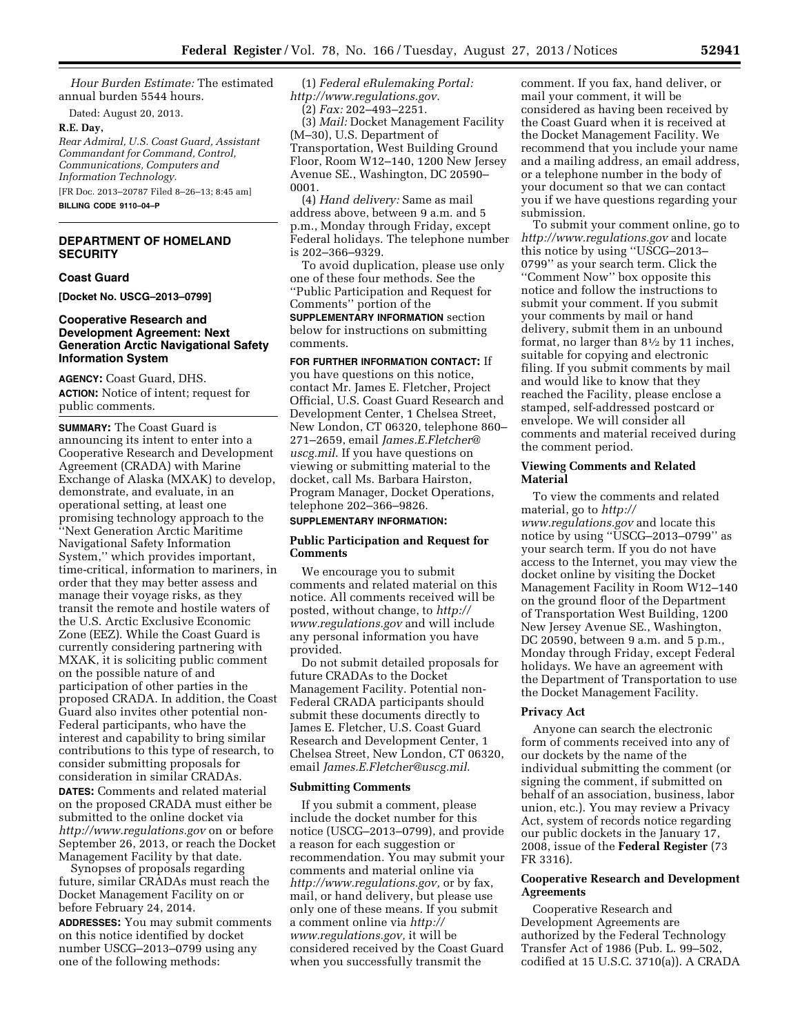*Hour Burden Estimate:* The estimated annual burden 5544 hours.

Dated: August 20, 2013.

**R.E. Day,**

*Rear Admiral, U.S. Coast Guard, Assistant Commandant for Command, Control, Communications, Computers and Information Technology.*

[FR Doc. 2013–20787 Filed 8–26–13; 8:45 am]

**BILLING CODE 9110–04–P**

---

## DEPARTMENT OF HOMELAND SECURITY

### Coast Guard

**[Docket No. USCG–2013–0799]**

### Cooperative Research and Development Agreement: Next Generation Arctic Navigational Safety Information System

**AGENCY:** Coast Guard, DHS.

**ACTION:** Notice of intent; request for public comments.

**SUMMARY:** The Coast Guard is announcing its intent to enter into a Cooperative Research and Development Agreement (CRADA) with Marine Exchange of Alaska (MXAK) to develop, demonstrate, and evaluate, in an operational setting, at least one promising technology approach to the ''Next Generation Arctic Maritime Navigational Safety Information System,'' which provides important, time-critical, information to mariners, in order that they may better assess and manage their voyage risks, as they transit the remote and hostile waters of the U.S. Arctic Exclusive Economic Zone (EEZ). While the Coast Guard is currently considering partnering with MXAK, it is soliciting public comment on the possible nature of and participation of other parties in the proposed CRADA. In addition, the Coast Guard also invites other potential non-Federal participants, who have the interest and capability to bring similar contributions to this type of research, to consider submitting proposals for consideration in similar CRADAs.

**DATES:** Comments and related material on the proposed CRADA must either be submitted to the online docket via *http://www.regulations.gov* on or before September 26, 2013, or reach the Docket Management Facility by that date.

Synopses of proposals regarding future, similar CRADAs must reach the Docket Management Facility on or before February 24, 2014.

**ADDRESSES:** You may submit comments on this notice identified by docket number USCG–2013–0799 using any one of the following methods:

(1) *Federal eRulemaking Portal: http://www.regulations.gov*.

(2) *Fax:* 202–493–2251.

(3) *Mail:* Docket Management Facility (M–30), U.S. Department of Transportation, West Building Ground Floor, Room W12–140, 1200 New Jersey Avenue SE., Washington, DC 20590–0001.

(4) *Hand delivery:* Same as mail address above, between 9 a.m. and 5 p.m., Monday through Friday, except Federal holidays. The telephone number is 202–366–9329.

To avoid duplication, please use only one of these four methods. See the ''Public Participation and Request for Comments'' portion of the **SUPPLEMENTARY INFORMATION** section below for instructions on submitting comments.

**FOR FURTHER INFORMATION CONTACT:** If you have questions on this notice, contact Mr. James E. Fletcher, Project Official, U.S. Coast Guard Research and Development Center, 1 Chelsea Street, New London, CT 06320, telephone 860–271–2659, email *James.E.Fletcher@uscg.mil*. If you have questions on viewing or submitting material to the docket, call Ms. Barbara Hairston, Program Manager, Docket Operations, telephone 202–366–9826.

**SUPPLEMENTARY INFORMATION:**

#### Public Participation and Request for Comments

We encourage you to submit comments and related material on this notice. All comments received will be posted, without change, to *http://www.regulations.gov* and will include any personal information you have provided.

Do not submit detailed proposals for future CRADAs to the Docket Management Facility. Potential non-Federal CRADA participants should submit these documents directly to James E. Fletcher, U.S. Coast Guard Research and Development Center, 1 Chelsea Street, New London, CT 06320, email *James.E.Fletcher@uscg.mil*.

#### Submitting Comments

If you submit a comment, please include the docket number for this notice (USCG–2013–0799), and provide a reason for each suggestion or recommendation. You may submit your comments and material online via *http://www.regulations.gov,* or by fax, mail, or hand delivery, but please use only one of these means. If you submit a comment online via *http://www.regulations.gov,* it will be considered received by the Coast Guard when you successfully transmit the comment. If you fax, hand deliver, or mail your comment, it will be considered as having been received by the Coast Guard when it is received at the Docket Management Facility. We recommend that you include your name and a mailing address, an email address, or a telephone number in the body of your document so that we can contact you if we have questions regarding your submission.

To submit your comment online, go to *http://www.regulations.gov* and locate this notice by using ''USCG–2013–0799'' as your search term. Click the ''Comment Now'' box opposite this notice and follow the instructions to submit your comment. If you submit your comments by mail or hand delivery, submit them in an unbound format, no larger than 8½ by 11 inches, suitable for copying and electronic filing. If you submit comments by mail and would like to know that they reached the Facility, please enclose a stamped, self-addressed postcard or envelope. We will consider all comments and material received during the comment period.

#### Viewing Comments and Related Material

To view the comments and related material, go to *http://www.regulations.gov* and locate this notice by using ''USCG–2013–0799'' as your search term. If you do not have access to the Internet, you may view the docket online by visiting the Docket Management Facility in Room W12–140 on the ground floor of the Department of Transportation West Building, 1200 New Jersey Avenue SE., Washington, DC 20590, between 9 a.m. and 5 p.m., Monday through Friday, except Federal holidays. We have an agreement with the Department of Transportation to use the Docket Management Facility.

#### Privacy Act

Anyone can search the electronic form of comments received into any of our dockets by the name of the individual submitting the comment (or signing the comment, if submitted on behalf of an association, business, labor union, etc.). You may review a Privacy Act, system of records notice regarding our public dockets in the January 17, 2008, issue of the **Federal Register** (73 FR 3316).

#### Cooperative Research and Development Agreements

Cooperative Research and Development Agreements are authorized by the Federal Technology Transfer Act of 1986 (Pub. L. 99–502, codified at 15 U.S.C. 3710(a)). A CRADA